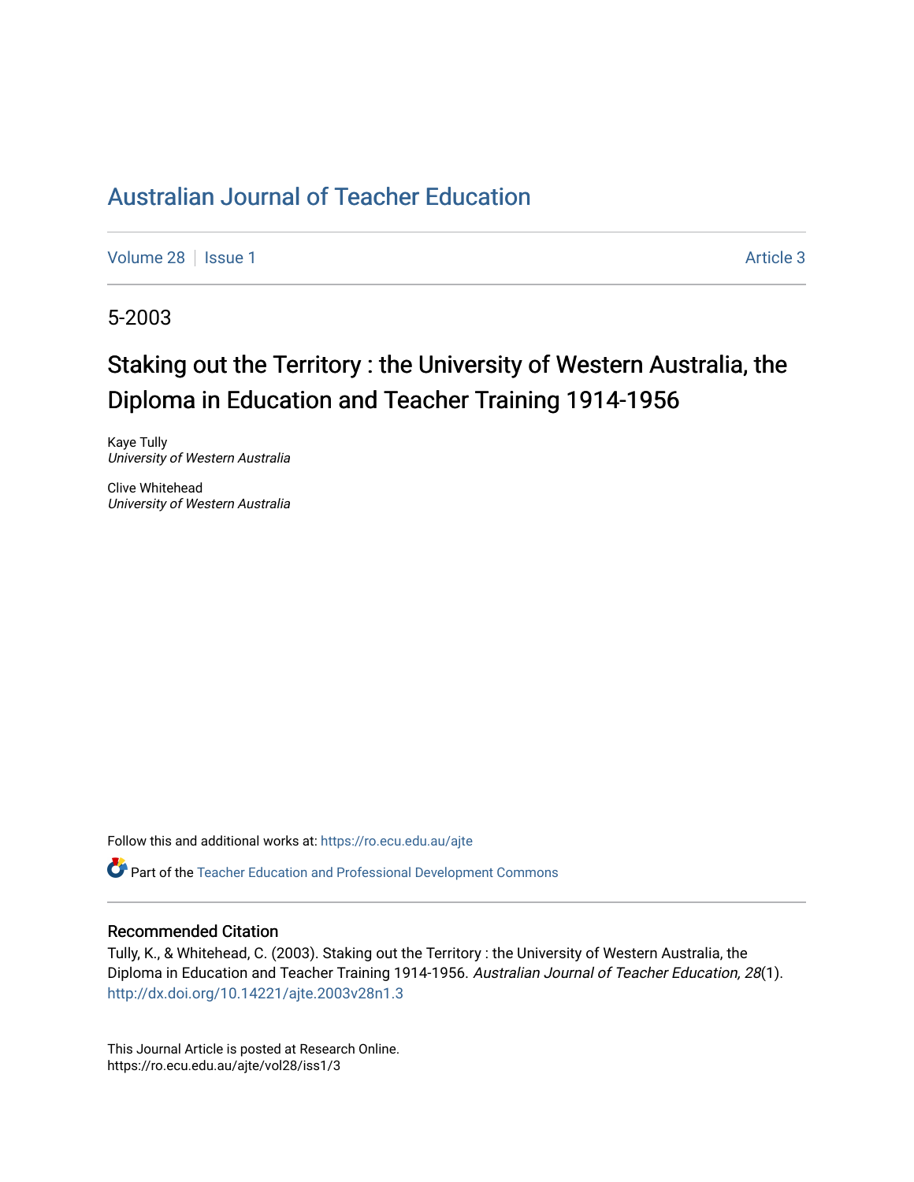# Australian Journal of Teacher Education

Volume 28 | Issue 1 | Article 3

5-2003

## Staking out the Territory : the University of Western Australia, the Diploma in Education and Teacher Training 1914-1956

Kaye Tully
*University of Western Australia*

Clive Whitehead
*University of Western Australia*

Follow this and additional works at: https://ro.ecu.edu.au/ajte

Part of the Teacher Education and Professional Development Commons

### Recommended Citation

Tully, K., & Whitehead, C. (2003). Staking out the Territory : the University of Western Australia, the Diploma in Education and Teacher Training 1914-1956. *Australian Journal of Teacher Education, 28*(1). http://dx.doi.org/10.14221/ajte.2003v28n1.3

This Journal Article is posted at Research Online.
https://ro.ecu.edu.au/ajte/vol28/iss1/3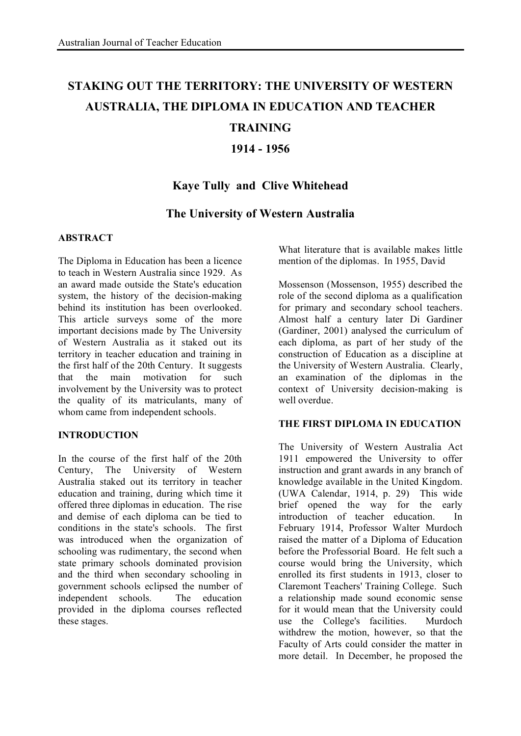# STAKING OUT THE TERRITORY: THE UNIVERSITY OF WESTERN AUSTRALIA, THE DIPLOMA IN EDUCATION AND TEACHER TRAINING

# 1914 - 1956

## Kaye Tully and Clive Whitehead

## The University of Western Australia

### ABSTRACT

The Diploma in Education has been a licence to teach in Western Australia since 1929. As an award made outside the State's education system, the history of the decision-making behind its institution has been overlooked. This article surveys some of the more important decisions made by The University of Western Australia as it staked out its territory in teacher education and training in the first half of the 20th Century. It suggests that the main motivation for such involvement by the University was to protect the quality of its matriculants, many of whom came from independent schools.

### INTRODUCTION

In the course of the first half of the 20th Century, The University of Western Australia staked out its territory in teacher education and training, during which time it offered three diplomas in education. The rise and demise of each diploma can be tied to conditions in the state's schools. The first was introduced when the organization of schooling was rudimentary, the second when state primary schools dominated provision and the third when secondary schooling in government schools eclipsed the number of independent schools. The education provided in the diploma courses reflected these stages.

What literature that is available makes little mention of the diplomas. In 1955, David Mossenson (Mossenson, 1955) described the role of the second diploma as a qualification for primary and secondary school teachers. Almost half a century later Di Gardiner (Gardiner, 2001) analysed the curriculum of each diploma, as part of her study of the construction of Education as a discipline at the University of Western Australia. Clearly, an examination of the diplomas in the context of University decision-making is well overdue.

### THE FIRST DIPLOMA IN EDUCATION

The University of Western Australia Act 1911 empowered the University to offer instruction and grant awards in any branch of knowledge available in the United Kingdom. (UWA Calendar, 1914, p. 29) This wide brief opened the way for the early introduction of teacher education. In February 1914, Professor Walter Murdoch raised the matter of a Diploma of Education before the Professorial Board. He felt such a course would bring the University, which enrolled its first students in 1913, closer to Claremont Teachers' Training College. Such a relationship made sound economic sense for it would mean that the University could use the College's facilities. Murdoch withdrew the motion, however, so that the Faculty of Arts could consider the matter in more detail. In December, he proposed the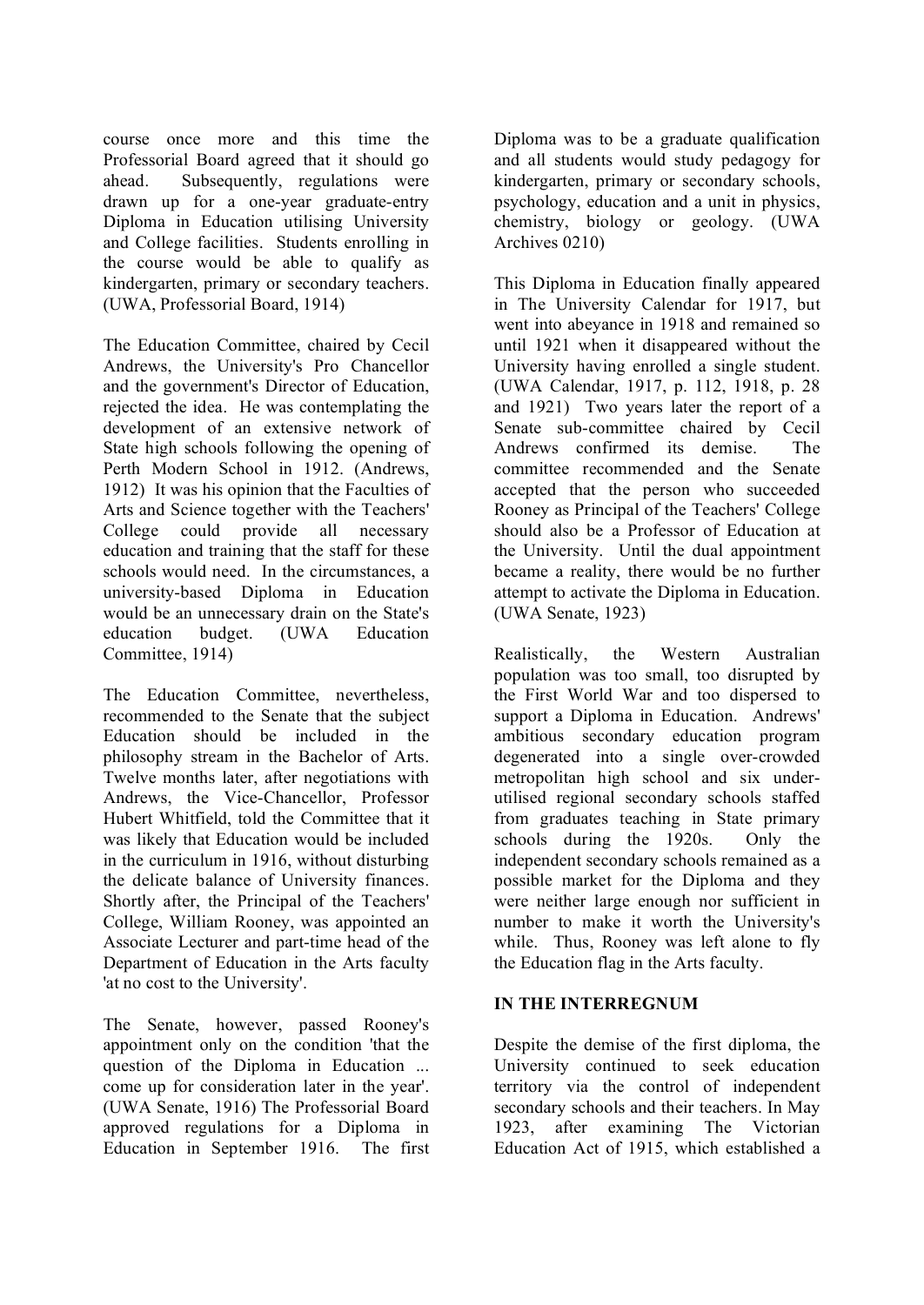course once more and this time the Professorial Board agreed that it should go ahead. Subsequently, regulations were drawn up for a one-year graduate-entry Diploma in Education utilising University and College facilities. Students enrolling in the course would be able to qualify as kindergarten, primary or secondary teachers. (UWA, Professorial Board, 1914)

The Education Committee, chaired by Cecil Andrews, the University's Pro Chancellor and the government's Director of Education, rejected the idea. He was contemplating the development of an extensive network of State high schools following the opening of Perth Modern School in 1912. (Andrews, 1912) It was his opinion that the Faculties of Arts and Science together with the Teachers' College could provide all necessary education and training that the staff for these schools would need. In the circumstances, a university-based Diploma in Education would be an unnecessary drain on the State's education budget. (UWA Education Committee, 1914)

The Education Committee, nevertheless, recommended to the Senate that the subject Education should be included in the philosophy stream in the Bachelor of Arts. Twelve months later, after negotiations with Andrews, the Vice-Chancellor, Professor Hubert Whitfield, told the Committee that it was likely that Education would be included in the curriculum in 1916, without disturbing the delicate balance of University finances. Shortly after, the Principal of the Teachers' College, William Rooney, was appointed an Associate Lecturer and part-time head of the Department of Education in the Arts faculty 'at no cost to the University'.

The Senate, however, passed Rooney's appointment only on the condition 'that the question of the Diploma in Education ... come up for consideration later in the year'. (UWA Senate, 1916) The Professorial Board approved regulations for a Diploma in Education in September 1916. The first Diploma was to be a graduate qualification and all students would study pedagogy for kindergarten, primary or secondary schools, psychology, education and a unit in physics, chemistry, biology or geology. (UWA Archives 0210)

This Diploma in Education finally appeared in The University Calendar for 1917, but went into abeyance in 1918 and remained so until 1921 when it disappeared without the University having enrolled a single student. (UWA Calendar, 1917, p. 112, 1918, p. 28 and 1921) Two years later the report of a Senate sub-committee chaired by Cecil Andrews confirmed its demise. The committee recommended and the Senate accepted that the person who succeeded Rooney as Principal of the Teachers' College should also be a Professor of Education at the University. Until the dual appointment became a reality, there would be no further attempt to activate the Diploma in Education. (UWA Senate, 1923)

Realistically, the Western Australian population was too small, too disrupted by the First World War and too dispersed to support a Diploma in Education. Andrews' ambitious secondary education program degenerated into a single over-crowded metropolitan high school and six under-utilised regional secondary schools staffed from graduates teaching in State primary schools during the 1920s. Only the independent secondary schools remained as a possible market for the Diploma and they were neither large enough nor sufficient in number to make it worth the University's while. Thus, Rooney was left alone to fly the Education flag in the Arts faculty.

## IN THE INTERREGNUM

Despite the demise of the first diploma, the University continued to seek education territory via the control of independent secondary schools and their teachers. In May 1923, after examining The Victorian Education Act of 1915, which established a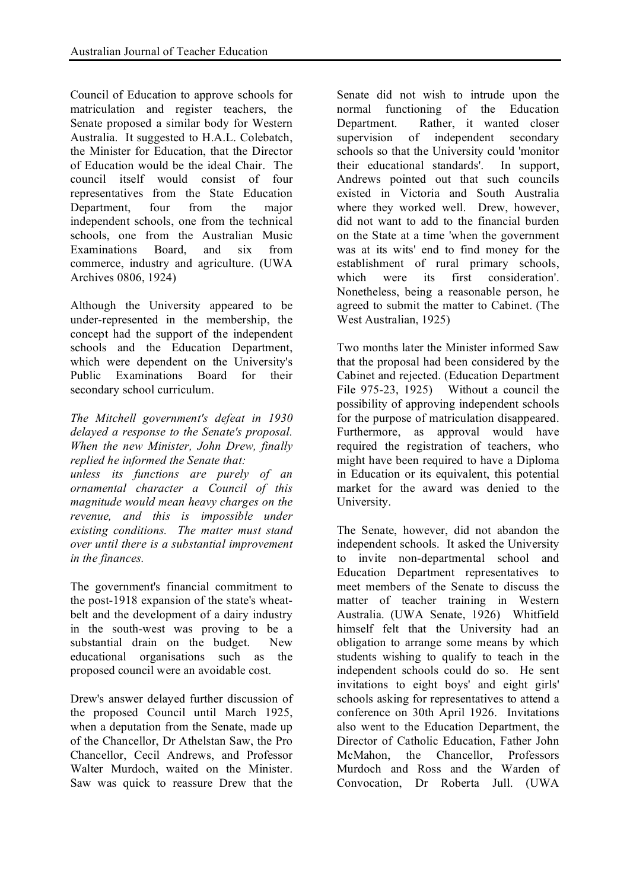Council of Education to approve schools for matriculation and register teachers, the Senate proposed a similar body for Western Australia. It suggested to H.A.L. Colebatch, the Minister for Education, that the Director of Education would be the ideal Chair. The council itself would consist of four representatives from the State Education Department, four from the major independent schools, one from the technical schools, one from the Australian Music Examinations Board, and six from commerce, industry and agriculture. (UWA Archives 0806, 1924)

Although the University appeared to be under-represented in the membership, the concept had the support of the independent schools and the Education Department, which were dependent on the University's Public Examinations Board for their secondary school curriculum.

*The Mitchell government's defeat in 1930 delayed a response to the Senate's proposal. When the new Minister, John Drew, finally replied he informed the Senate that:*
*unless its functions are purely of an ornamental character a Council of this magnitude would mean heavy charges on the revenue, and this is impossible under existing conditions. The matter must stand over until there is a substantial improvement in the finances.*

The government's financial commitment to the post-1918 expansion of the state's wheat-belt and the development of a dairy industry in the south-west was proving to be a substantial drain on the budget. New educational organisations such as the proposed council were an avoidable cost.

Drew's answer delayed further discussion of the proposed Council until March 1925, when a deputation from the Senate, made up of the Chancellor, Dr Athelstan Saw, the Pro Chancellor, Cecil Andrews, and Professor Walter Murdoch, waited on the Minister. Saw was quick to reassure Drew that the Senate did not wish to intrude upon the normal functioning of the Education Department. Rather, it wanted closer supervision of independent secondary schools so that the University could 'monitor their educational standards'. In support, Andrews pointed out that such councils existed in Victoria and South Australia where they worked well. Drew, however, did not want to add to the financial burden on the State at a time 'when the government was at its wits' end to find money for the establishment of rural primary schools, which were its first consideration'. Nonetheless, being a reasonable person, he agreed to submit the matter to Cabinet. (The West Australian, 1925)

Two months later the Minister informed Saw that the proposal had been considered by the Cabinet and rejected. (Education Department File 975-23, 1925) Without a council the possibility of approving independent schools for the purpose of matriculation disappeared. Furthermore, as approval would have required the registration of teachers, who might have been required to have a Diploma in Education or its equivalent, this potential market for the award was denied to the University.

The Senate, however, did not abandon the independent schools. It asked the University to invite non-departmental school and Education Department representatives to meet members of the Senate to discuss the matter of teacher training in Western Australia. (UWA Senate, 1926) Whitfield himself felt that the University had an obligation to arrange some means by which students wishing to qualify to teach in the independent schools could do so. He sent invitations to eight boys' and eight girls' schools asking for representatives to attend a conference on 30th April 1926. Invitations also went to the Education Department, the Director of Catholic Education, Father John McMahon, the Chancellor, Professors Murdoch and Ross and the Warden of Convocation, Dr Roberta Jull. (UWA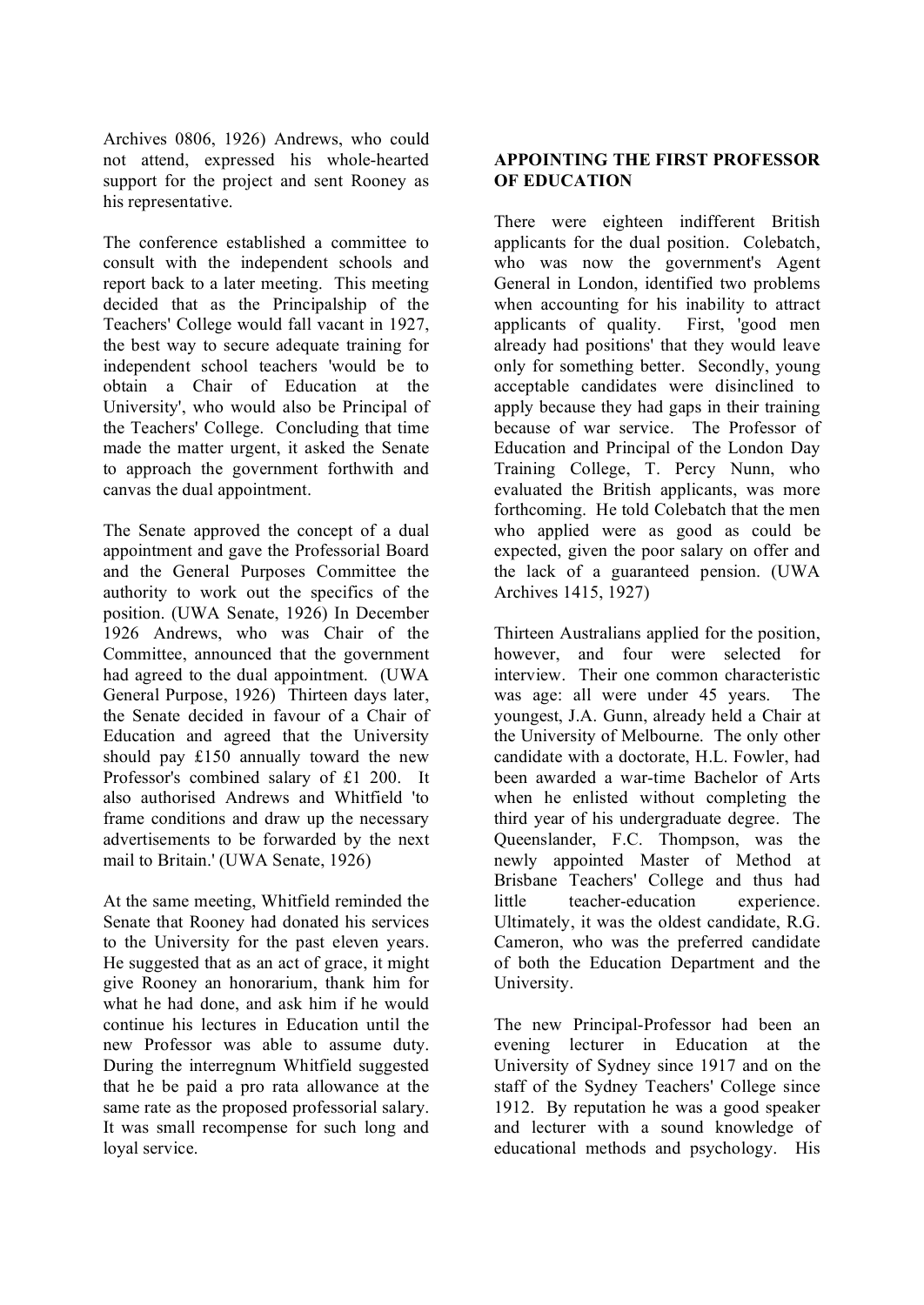Archives 0806, 1926) Andrews, who could not attend, expressed his whole-hearted support for the project and sent Rooney as his representative.

The conference established a committee to consult with the independent schools and report back to a later meeting. This meeting decided that as the Principalship of the Teachers' College would fall vacant in 1927, the best way to secure adequate training for independent school teachers 'would be to obtain a Chair of Education at the University', who would also be Principal of the Teachers' College. Concluding that time made the matter urgent, it asked the Senate to approach the government forthwith and canvas the dual appointment.

The Senate approved the concept of a dual appointment and gave the Professorial Board and the General Purposes Committee the authority to work out the specifics of the position. (UWA Senate, 1926) In December 1926 Andrews, who was Chair of the Committee, announced that the government had agreed to the dual appointment. (UWA General Purpose, 1926) Thirteen days later, the Senate decided in favour of a Chair of Education and agreed that the University should pay £150 annually toward the new Professor's combined salary of £1 200. It also authorised Andrews and Whitfield 'to frame conditions and draw up the necessary advertisements to be forwarded by the next mail to Britain.' (UWA Senate, 1926)

At the same meeting, Whitfield reminded the Senate that Rooney had donated his services to the University for the past eleven years. He suggested that as an act of grace, it might give Rooney an honorarium, thank him for what he had done, and ask him if he would continue his lectures in Education until the new Professor was able to assume duty. During the interregnum Whitfield suggested that he be paid a pro rata allowance at the same rate as the proposed professorial salary. It was small recompense for such long and loyal service.

**APPOINTING THE FIRST PROFESSOR OF EDUCATION**

There were eighteen indifferent British applicants for the dual position. Colebatch, who was now the government's Agent General in London, identified two problems when accounting for his inability to attract applicants of quality. First, 'good men already had positions' that they would leave only for something better. Secondly, young acceptable candidates were disinclined to apply because they had gaps in their training because of war service. The Professor of Education and Principal of the London Day Training College, T. Percy Nunn, who evaluated the British applicants, was more forthcoming. He told Colebatch that the men who applied were as good as could be expected, given the poor salary on offer and the lack of a guaranteed pension. (UWA Archives 1415, 1927)

Thirteen Australians applied for the position, however, and four were selected for interview. Their one common characteristic was age: all were under 45 years. The youngest, J.A. Gunn, already held a Chair at the University of Melbourne. The only other candidate with a doctorate, H.L. Fowler, had been awarded a war-time Bachelor of Arts when he enlisted without completing the third year of his undergraduate degree. The Queenslander, F.C. Thompson, was the newly appointed Master of Method at Brisbane Teachers' College and thus had little teacher-education experience. Ultimately, it was the oldest candidate, R.G. Cameron, who was the preferred candidate of both the Education Department and the University.

The new Principal-Professor had been an evening lecturer in Education at the University of Sydney since 1917 and on the staff of the Sydney Teachers' College since 1912. By reputation he was a good speaker and lecturer with a sound knowledge of educational methods and psychology. His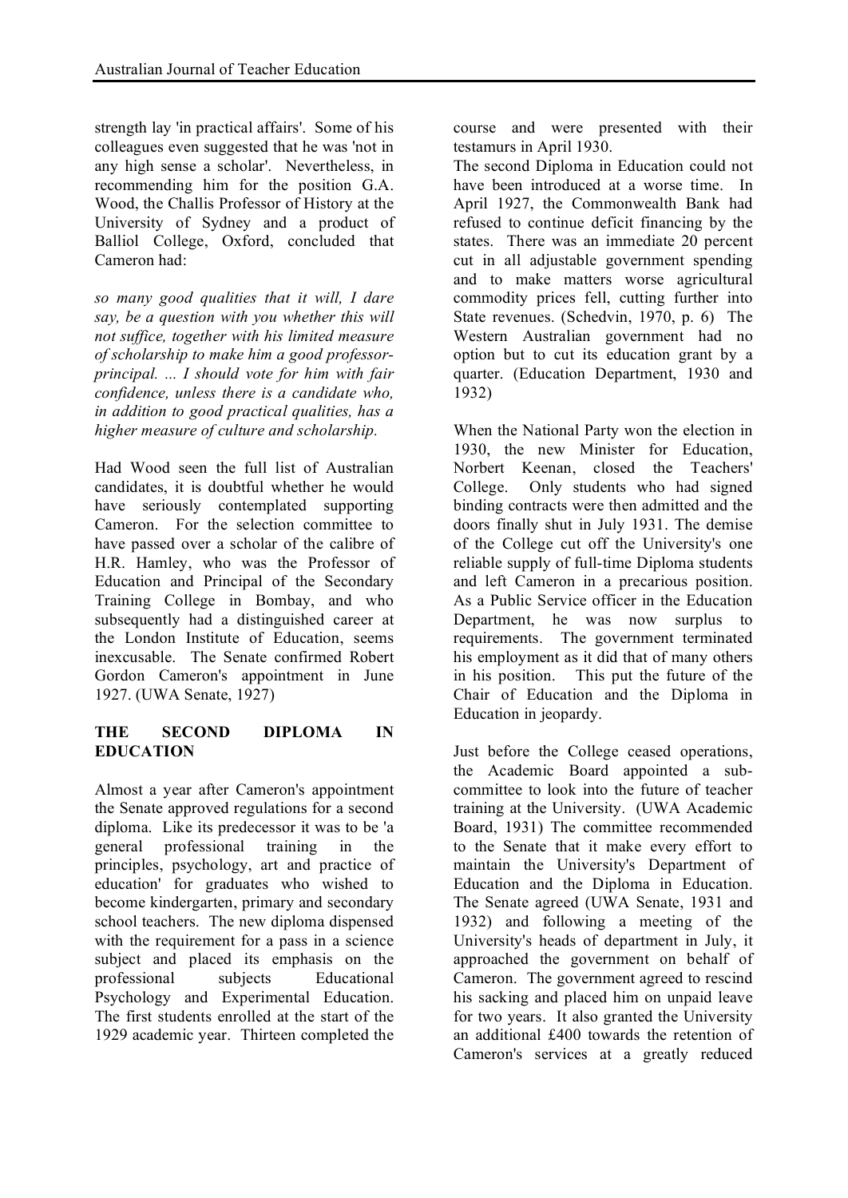strength lay 'in practical affairs'. Some of his colleagues even suggested that he was 'not in any high sense a scholar'. Nevertheless, in recommending him for the position G.A. Wood, the Challis Professor of History at the University of Sydney and a product of Balliol College, Oxford, concluded that Cameron had:

*so many good qualities that it will, I dare say, be a question with you whether this will not suffice, together with his limited measure of scholarship to make him a good professor-principal. ... I should vote for him with fair confidence, unless there is a candidate who, in addition to good practical qualities, has a higher measure of culture and scholarship.*

Had Wood seen the full list of Australian candidates, it is doubtful whether he would have seriously contemplated supporting Cameron. For the selection committee to have passed over a scholar of the calibre of H.R. Hamley, who was the Professor of Education and Principal of the Secondary Training College in Bombay, and who subsequently had a distinguished career at the London Institute of Education, seems inexcusable. The Senate confirmed Robert Gordon Cameron's appointment in June 1927. (UWA Senate, 1927)

## THE SECOND DIPLOMA IN EDUCATION

Almost a year after Cameron's appointment the Senate approved regulations for a second diploma. Like its predecessor it was to be 'a general professional training in the principles, psychology, art and practice of education' for graduates who wished to become kindergarten, primary and secondary school teachers. The new diploma dispensed with the requirement for a pass in a science subject and placed its emphasis on the professional subjects Educational Psychology and Experimental Education. The first students enrolled at the start of the 1929 academic year. Thirteen completed the course and were presented with their testamurs in April 1930.

The second Diploma in Education could not have been introduced at a worse time. In April 1927, the Commonwealth Bank had refused to continue deficit financing by the states. There was an immediate 20 percent cut in all adjustable government spending and to make matters worse agricultural commodity prices fell, cutting further into State revenues. (Schedvin, 1970, p. 6) The Western Australian government had no option but to cut its education grant by a quarter. (Education Department, 1930 and 1932)

When the National Party won the election in 1930, the new Minister for Education, Norbert Keenan, closed the Teachers' College. Only students who had signed binding contracts were then admitted and the doors finally shut in July 1931. The demise of the College cut off the University's one reliable supply of full-time Diploma students and left Cameron in a precarious position. As a Public Service officer in the Education Department, he was now surplus to requirements. The government terminated his employment as it did that of many others in his position. This put the future of the Chair of Education and the Diploma in Education in jeopardy.

Just before the College ceased operations, the Academic Board appointed a sub-committee to look into the future of teacher training at the University. (UWA Academic Board, 1931) The committee recommended to the Senate that it make every effort to maintain the University's Department of Education and the Diploma in Education. The Senate agreed (UWA Senate, 1931 and 1932) and following a meeting of the University's heads of department in July, it approached the government on behalf of Cameron. The government agreed to rescind his sacking and placed him on unpaid leave for two years. It also granted the University an additional £400 towards the retention of Cameron's services at a greatly reduced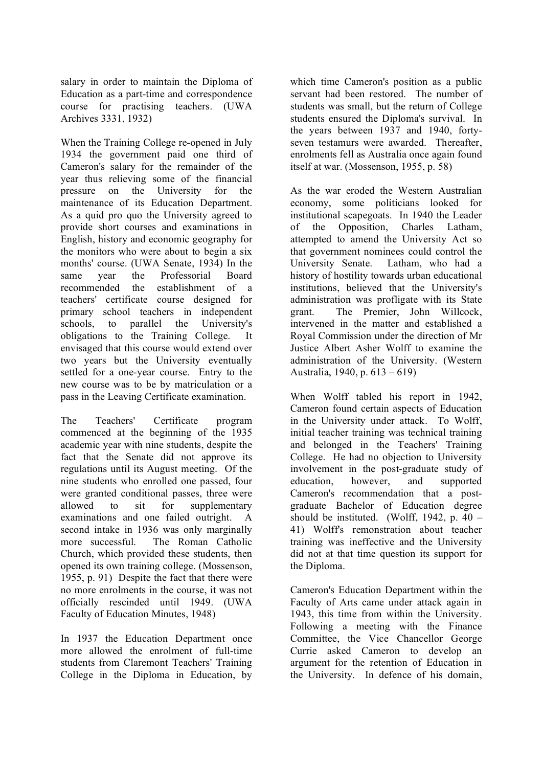salary in order to maintain the Diploma of Education as a part-time and correspondence course for practising teachers. (UWA Archives 3331, 1932)

When the Training College re-opened in July 1934 the government paid one third of Cameron's salary for the remainder of the year thus relieving some of the financial pressure on the University for the maintenance of its Education Department. As a quid pro quo the University agreed to provide short courses and examinations in English, history and economic geography for the monitors who were about to begin a six months' course. (UWA Senate, 1934) In the same year the Professorial Board recommended the establishment of a teachers' certificate course designed for primary school teachers in independent schools, to parallel the University's obligations to the Training College. It envisaged that this course would extend over two years but the University eventually settled for a one-year course. Entry to the new course was to be by matriculation or a pass in the Leaving Certificate examination.

The Teachers' Certificate program commenced at the beginning of the 1935 academic year with nine students, despite the fact that the Senate did not approve its regulations until its August meeting. Of the nine students who enrolled one passed, four were granted conditional passes, three were allowed to sit for supplementary examinations and one failed outright. A second intake in 1936 was only marginally more successful. The Roman Catholic Church, which provided these students, then opened its own training college. (Mossenson, 1955, p. 91) Despite the fact that there were no more enrolments in the course, it was not officially rescinded until 1949. (UWA Faculty of Education Minutes, 1948)

In 1937 the Education Department once more allowed the enrolment of full-time students from Claremont Teachers' Training College in the Diploma in Education, by which time Cameron's position as a public servant had been restored. The number of students was small, but the return of College students ensured the Diploma's survival. In the years between 1937 and 1940, forty-seven testamurs were awarded. Thereafter, enrolments fell as Australia once again found itself at war. (Mossenson, 1955, p. 58)

As the war eroded the Western Australian economy, some politicians looked for institutional scapegoats. In 1940 the Leader of the Opposition, Charles Latham, attempted to amend the University Act so that government nominees could control the University Senate. Latham, who had a history of hostility towards urban educational institutions, believed that the University's administration was profligate with its State grant. The Premier, John Willcock, intervened in the matter and established a Royal Commission under the direction of Mr Justice Albert Asher Wolff to examine the administration of the University. (Western Australia, 1940, p. 613 – 619)

When Wolff tabled his report in 1942, Cameron found certain aspects of Education in the University under attack. To Wolff, initial teacher training was technical training and belonged in the Teachers' Training College. He had no objection to University involvement in the post-graduate study of education, however, and supported Cameron's recommendation that a post-graduate Bachelor of Education degree should be instituted. (Wolff, 1942, p. 40 – 41) Wolff's remonstration about teacher training was ineffective and the University did not at that time question its support for the Diploma.

Cameron's Education Department within the Faculty of Arts came under attack again in 1943, this time from within the University. Following a meeting with the Finance Committee, the Vice Chancellor George Currie asked Cameron to develop an argument for the retention of Education in the University. In defence of his domain,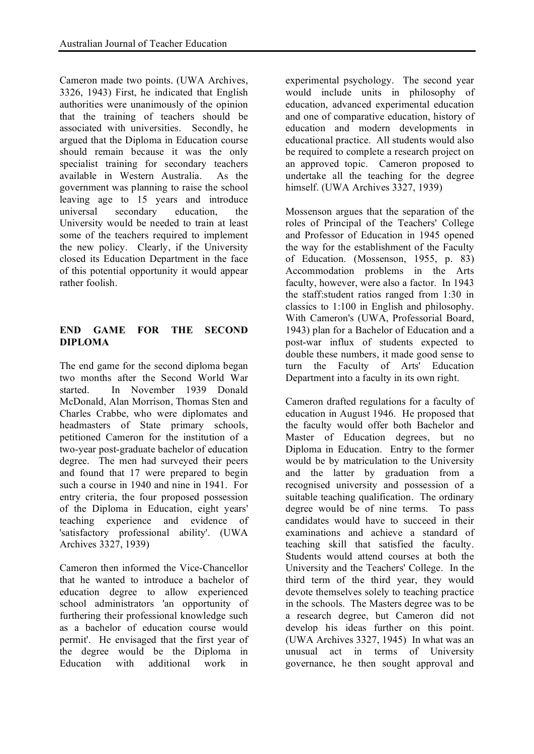Cameron made two points. (UWA Archives, 3326, 1943) First, he indicated that English authorities were unanimously of the opinion that the training of teachers should be associated with universities. Secondly, he argued that the Diploma in Education course should remain because it was the only specialist training for secondary teachers available in Western Australia. As the government was planning to raise the school leaving age to 15 years and introduce universal secondary education, the University would be needed to train at least some of the teachers required to implement the new policy. Clearly, if the University closed its Education Department in the face of this potential opportunity it would appear rather foolish.

## END GAME FOR THE SECOND DIPLOMA

The end game for the second diploma began two months after the Second World War started. In November 1939 Donald McDonald, Alan Morrison, Thomas Sten and Charles Crabbe, who were diplomates and headmasters of State primary schools, petitioned Cameron for the institution of a two-year post-graduate bachelor of education degree. The men had surveyed their peers and found that 17 were prepared to begin such a course in 1940 and nine in 1941. For entry criteria, the four proposed possession of the Diploma in Education, eight years' teaching experience and evidence of 'satisfactory professional ability'. (UWA Archives 3327, 1939)

Cameron then informed the Vice-Chancellor that he wanted to introduce a bachelor of education degree to allow experienced school administrators 'an opportunity of furthering their professional knowledge such as a bachelor of education course would permit'. He envisaged that the first year of the degree would be the Diploma in Education with additional work in experimental psychology. The second year would include units in philosophy of education, advanced experimental education and one of comparative education, history of education and modern developments in educational practice. All students would also be required to complete a research project on an approved topic. Cameron proposed to undertake all the teaching for the degree himself. (UWA Archives 3327, 1939)

Mossenson argues that the separation of the roles of Principal of the Teachers' College and Professor of Education in 1945 opened the way for the establishment of the Faculty of Education. (Mossenson, 1955, p. 83) Accommodation problems in the Arts faculty, however, were also a factor. In 1943 the staff:student ratios ranged from 1:30 in classics to 1:100 in English and philosophy. With Cameron's (UWA, Professorial Board, 1943) plan for a Bachelor of Education and a post-war influx of students expected to double these numbers, it made good sense to turn the Faculty of Arts' Education Department into a faculty in its own right.

Cameron drafted regulations for a faculty of education in August 1946. He proposed that the faculty would offer both Bachelor and Master of Education degrees, but no Diploma in Education. Entry to the former would be by matriculation to the University and the latter by graduation from a recognised university and possession of a suitable teaching qualification. The ordinary degree would be of nine terms. To pass candidates would have to succeed in their examinations and achieve a standard of teaching skill that satisfied the faculty. Students would attend courses at both the University and the Teachers' College. In the third term of the third year, they would devote themselves solely to teaching practice in the schools. The Masters degree was to be a research degree, but Cameron did not develop his ideas further on this point. (UWA Archives 3327, 1945) In what was an unusual act in terms of University governance, he then sought approval and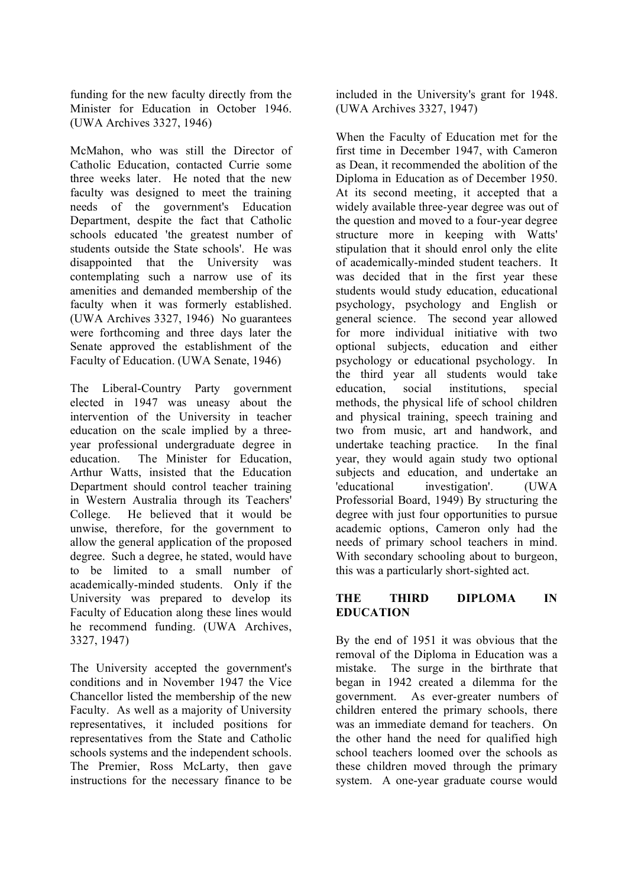funding for the new faculty directly from the Minister for Education in October 1946. (UWA Archives 3327, 1946)

McMahon, who was still the Director of Catholic Education, contacted Currie some three weeks later. He noted that the new faculty was designed to meet the training needs of the government's Education Department, despite the fact that Catholic schools educated 'the greatest number of students outside the State schools'. He was disappointed that the University was contemplating such a narrow use of its amenities and demanded membership of the faculty when it was formerly established. (UWA Archives 3327, 1946) No guarantees were forthcoming and three days later the Senate approved the establishment of the Faculty of Education. (UWA Senate, 1946)

The Liberal-Country Party government elected in 1947 was uneasy about the intervention of the University in teacher education on the scale implied by a three-year professional undergraduate degree in education. The Minister for Education, Arthur Watts, insisted that the Education Department should control teacher training in Western Australia through its Teachers' College. He believed that it would be unwise, therefore, for the government to allow the general application of the proposed degree. Such a degree, he stated, would have to be limited to a small number of academically-minded students. Only if the University was prepared to develop its Faculty of Education along these lines would he recommend funding. (UWA Archives, 3327, 1947)

The University accepted the government's conditions and in November 1947 the Vice Chancellor listed the membership of the new Faculty. As well as a majority of University representatives, it included positions for representatives from the State and Catholic schools systems and the independent schools. The Premier, Ross McLarty, then gave instructions for the necessary finance to be included in the University's grant for 1948. (UWA Archives 3327, 1947)

When the Faculty of Education met for the first time in December 1947, with Cameron as Dean, it recommended the abolition of the Diploma in Education as of December 1950. At its second meeting, it accepted that a widely available three-year degree was out of the question and moved to a four-year degree structure more in keeping with Watts' stipulation that it should enrol only the elite of academically-minded student teachers. It was decided that in the first year these students would study education, educational psychology, psychology and English or general science. The second year allowed for more individual initiative with two optional subjects, education and either psychology or educational psychology. In the third year all students would take education, social institutions, special methods, the physical life of school children and physical training, speech training and two from music, art and handwork, and undertake teaching practice. In the final year, they would again study two optional subjects and education, and undertake an 'educational investigation'. (UWA Professorial Board, 1949) By structuring the degree with just four opportunities to pursue academic options, Cameron only had the needs of primary school teachers in mind. With secondary schooling about to burgeon, this was a particularly short-sighted act.

## THE THIRD DIPLOMA IN EDUCATION

By the end of 1951 it was obvious that the removal of the Diploma in Education was a mistake. The surge in the birthrate that began in 1942 created a dilemma for the government. As ever-greater numbers of children entered the primary schools, there was an immediate demand for teachers. On the other hand the need for qualified high school teachers loomed over the schools as these children moved through the primary system. A one-year graduate course would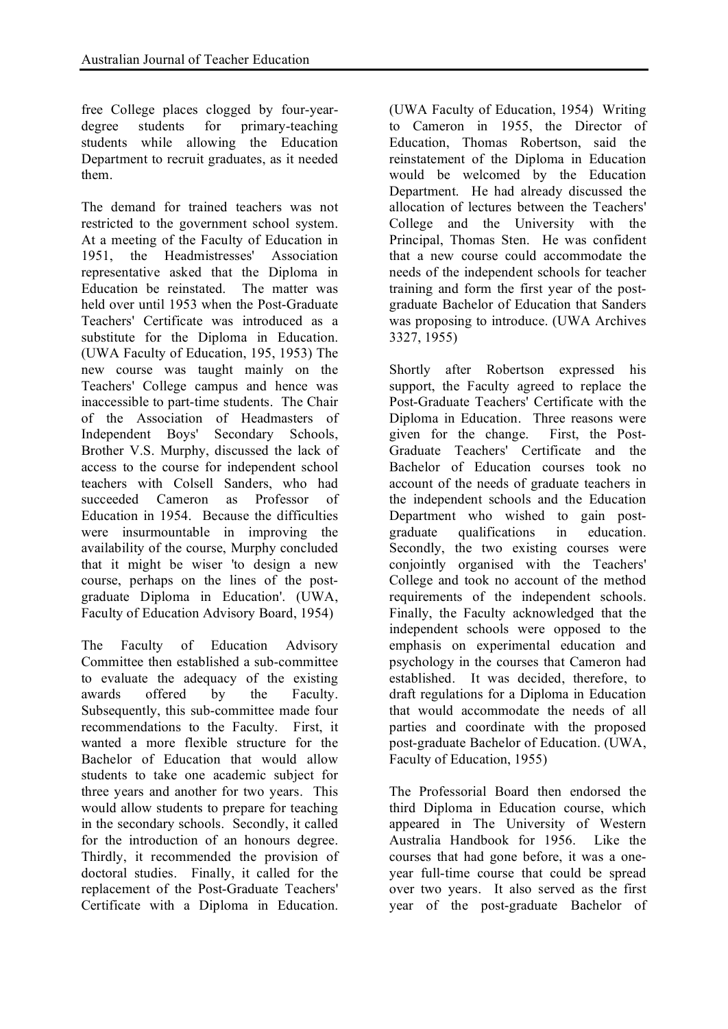free College places clogged by four-year-degree students for primary-teaching students while allowing the Education Department to recruit graduates, as it needed them.

The demand for trained teachers was not restricted to the government school system. At a meeting of the Faculty of Education in 1951, the Headmistresses' Association representative asked that the Diploma in Education be reinstated. The matter was held over until 1953 when the Post-Graduate Teachers' Certificate was introduced as a substitute for the Diploma in Education. (UWA Faculty of Education, 195, 1953) The new course was taught mainly on the Teachers' College campus and hence was inaccessible to part-time students. The Chair of the Association of Headmasters of Independent Boys' Secondary Schools, Brother V.S. Murphy, discussed the lack of access to the course for independent school teachers with Colsell Sanders, who had succeeded Cameron as Professor of Education in 1954. Because the difficulties were insurmountable in improving the availability of the course, Murphy concluded that it might be wiser 'to design a new course, perhaps on the lines of the post-graduate Diploma in Education'. (UWA, Faculty of Education Advisory Board, 1954)

The Faculty of Education Advisory Committee then established a sub-committee to evaluate the adequacy of the existing awards offered by the Faculty. Subsequently, this sub-committee made four recommendations to the Faculty. First, it wanted a more flexible structure for the Bachelor of Education that would allow students to take one academic subject for three years and another for two years. This would allow students to prepare for teaching in the secondary schools. Secondly, it called for the introduction of an honours degree. Thirdly, it recommended the provision of doctoral studies. Finally, it called for the replacement of the Post-Graduate Teachers' Certificate with a Diploma in Education. (UWA Faculty of Education, 1954) Writing to Cameron in 1955, the Director of Education, Thomas Robertson, said the reinstatement of the Diploma in Education would be welcomed by the Education Department. He had already discussed the allocation of lectures between the Teachers' College and the University with the Principal, Thomas Sten. He was confident that a new course could accommodate the needs of the independent schools for teacher training and form the first year of the post-graduate Bachelor of Education that Sanders was proposing to introduce. (UWA Archives 3327, 1955)

Shortly after Robertson expressed his support, the Faculty agreed to replace the Post-Graduate Teachers' Certificate with the Diploma in Education. Three reasons were given for the change. First, the Post-Graduate Teachers' Certificate and the Bachelor of Education courses took no account of the needs of graduate teachers in the independent schools and the Education Department who wished to gain post-graduate qualifications in education. Secondly, the two existing courses were conjointly organised with the Teachers' College and took no account of the method requirements of the independent schools. Finally, the Faculty acknowledged that the independent schools were opposed to the emphasis on experimental education and psychology in the courses that Cameron had established. It was decided, therefore, to draft regulations for a Diploma in Education that would accommodate the needs of all parties and coordinate with the proposed post-graduate Bachelor of Education. (UWA, Faculty of Education, 1955)

The Professorial Board then endorsed the third Diploma in Education course, which appeared in The University of Western Australia Handbook for 1956. Like the courses that had gone before, it was a one-year full-time course that could be spread over two years. It also served as the first year of the post-graduate Bachelor of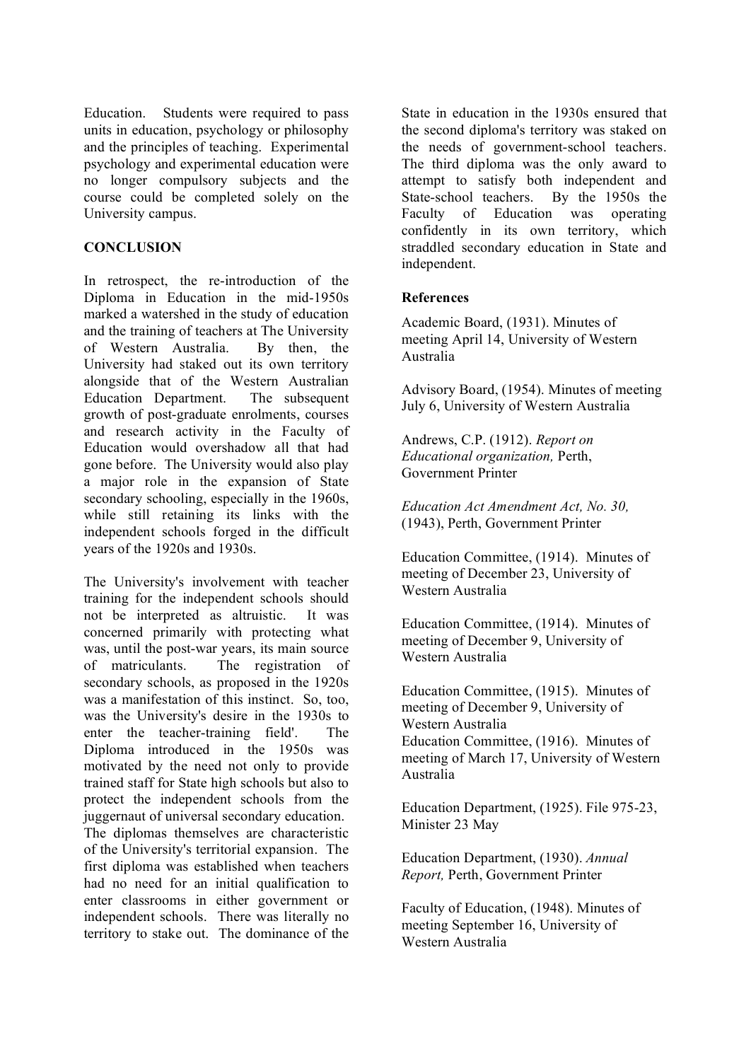Education. Students were required to pass units in education, psychology or philosophy and the principles of teaching. Experimental psychology and experimental education were no longer compulsory subjects and the course could be completed solely on the University campus.

## CONCLUSION

In retrospect, the re-introduction of the Diploma in Education in the mid-1950s marked a watershed in the study of education and the training of teachers at The University of Western Australia. By then, the University had staked out its own territory alongside that of the Western Australian Education Department. The subsequent growth of post-graduate enrolments, courses and research activity in the Faculty of Education would overshadow all that had gone before. The University would also play a major role in the expansion of State secondary schooling, especially in the 1960s, while still retaining its links with the independent schools forged in the difficult years of the 1920s and 1930s.

The University's involvement with teacher training for the independent schools should not be interpreted as altruistic. It was concerned primarily with protecting what was, until the post-war years, its main source of matriculants. The registration of secondary schools, as proposed in the 1920s was a manifestation of this instinct. So, too, was the University's desire in the 1930s to enter the teacher-training field'. The Diploma introduced in the 1950s was motivated by the need not only to provide trained staff for State high schools but also to protect the independent schools from the juggernaut of universal secondary education. The diplomas themselves are characteristic of the University's territorial expansion. The first diploma was established when teachers had no need for an initial qualification to enter classrooms in either government or independent schools. There was literally no territory to stake out. The dominance of the State in education in the 1930s ensured that the second diploma's territory was staked on the needs of government-school teachers. The third diploma was the only award to attempt to satisfy both independent and State-school teachers. By the 1950s the Faculty of Education was operating confidently in its own territory, which straddled secondary education in State and independent.

### References

Academic Board, (1931). Minutes of meeting April 14, University of Western Australia

Advisory Board, (1954). Minutes of meeting July 6, University of Western Australia

Andrews, C.P. (1912). *Report on Educational organization,* Perth, Government Printer

*Education Act Amendment Act, No. 30,* (1943), Perth, Government Printer

Education Committee, (1914). Minutes of meeting of December 23, University of Western Australia

Education Committee, (1914). Minutes of meeting of December 9, University of Western Australia

Education Committee, (1915). Minutes of meeting of December 9, University of Western Australia

Education Committee, (1916). Minutes of meeting of March 17, University of Western Australia

Education Department, (1925). File 975-23, Minister 23 May

Education Department, (1930). *Annual Report,* Perth, Government Printer

Faculty of Education, (1948). Minutes of meeting September 16, University of Western Australia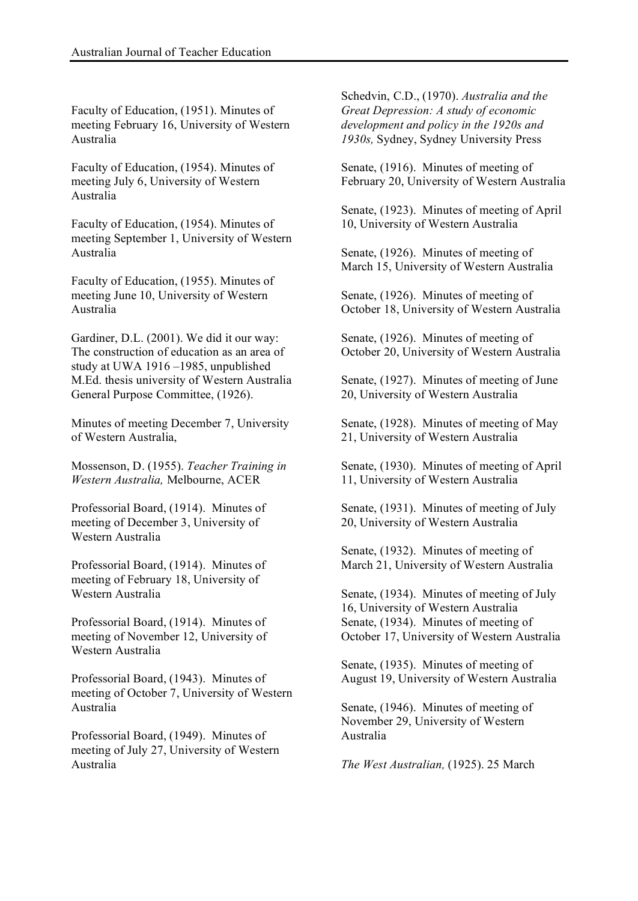Faculty of Education, (1951). Minutes of meeting February 16, University of Western Australia

Faculty of Education, (1954). Minutes of meeting July 6, University of Western Australia

Faculty of Education, (1954). Minutes of meeting September 1, University of Western Australia

Faculty of Education, (1955). Minutes of meeting June 10, University of Western Australia

Gardiner, D.L. (2001). We did it our way: The construction of education as an area of study at UWA 1916 –1985, unpublished M.Ed. thesis university of Western Australia General Purpose Committee, (1926).

Minutes of meeting December 7, University of Western Australia,

Mossenson, D. (1955). *Teacher Training in Western Australia,* Melbourne, ACER

Professorial Board, (1914). Minutes of meeting of December 3, University of Western Australia

Professorial Board, (1914). Minutes of meeting of February 18, University of Western Australia

Professorial Board, (1914). Minutes of meeting of November 12, University of Western Australia

Professorial Board, (1943). Minutes of meeting of October 7, University of Western Australia

Professorial Board, (1949). Minutes of meeting of July 27, University of Western Australia

Schedvin, C.D., (1970). *Australia and the Great Depression: A study of economic development and policy in the 1920s and 1930s,* Sydney, Sydney University Press

Senate, (1916). Minutes of meeting of February 20, University of Western Australia

Senate, (1923). Minutes of meeting of April 10, University of Western Australia

Senate, (1926). Minutes of meeting of March 15, University of Western Australia

Senate, (1926). Minutes of meeting of October 18, University of Western Australia

Senate, (1926). Minutes of meeting of October 20, University of Western Australia

Senate, (1927). Minutes of meeting of June 20, University of Western Australia

Senate, (1928). Minutes of meeting of May 21, University of Western Australia

Senate, (1930). Minutes of meeting of April 11, University of Western Australia

Senate, (1931). Minutes of meeting of July 20, University of Western Australia

Senate, (1932). Minutes of meeting of March 21, University of Western Australia

Senate, (1934). Minutes of meeting of July 16, University of Western Australia

Senate, (1934). Minutes of meeting of October 17, University of Western Australia

Senate, (1935). Minutes of meeting of August 19, University of Western Australia

Senate, (1946). Minutes of meeting of November 29, University of Western Australia

*The West Australian,* (1925). 25 March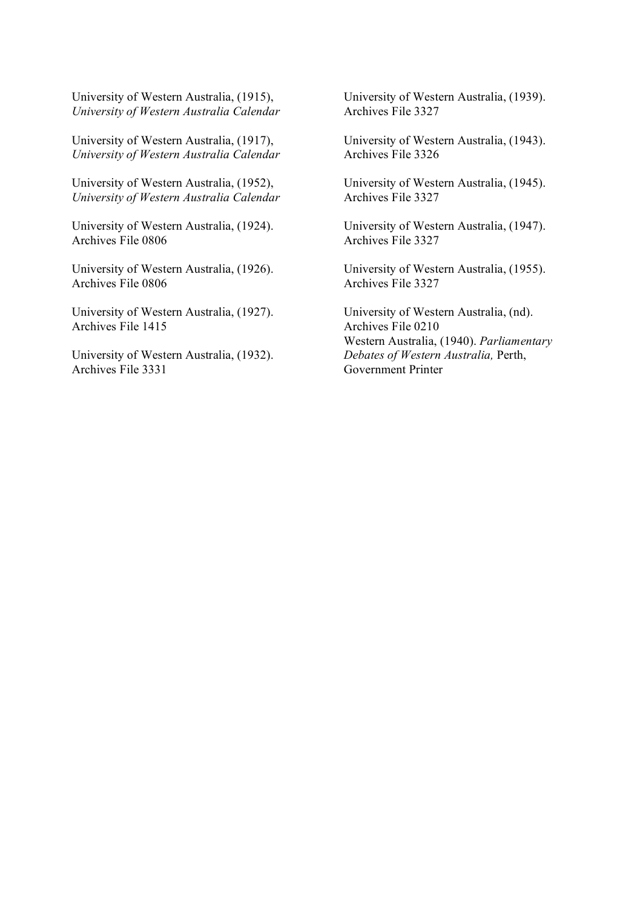University of Western Australia, (1915), *University of Western Australia Calendar*

University of Western Australia, (1917), *University of Western Australia Calendar*

University of Western Australia, (1952), *University of Western Australia Calendar*

University of Western Australia, (1924). Archives File 0806

University of Western Australia, (1926). Archives File 0806

University of Western Australia, (1927). Archives File 1415

University of Western Australia, (1932). Archives File 3331

University of Western Australia, (1939). Archives File 3327

University of Western Australia, (1943). Archives File 3326

University of Western Australia, (1945). Archives File 3327

University of Western Australia, (1947). Archives File 3327

University of Western Australia, (1955). Archives File 3327

University of Western Australia, (nd). Archives File 0210

Western Australia, (1940). *Parliamentary Debates of Western Australia,* Perth, Government Printer